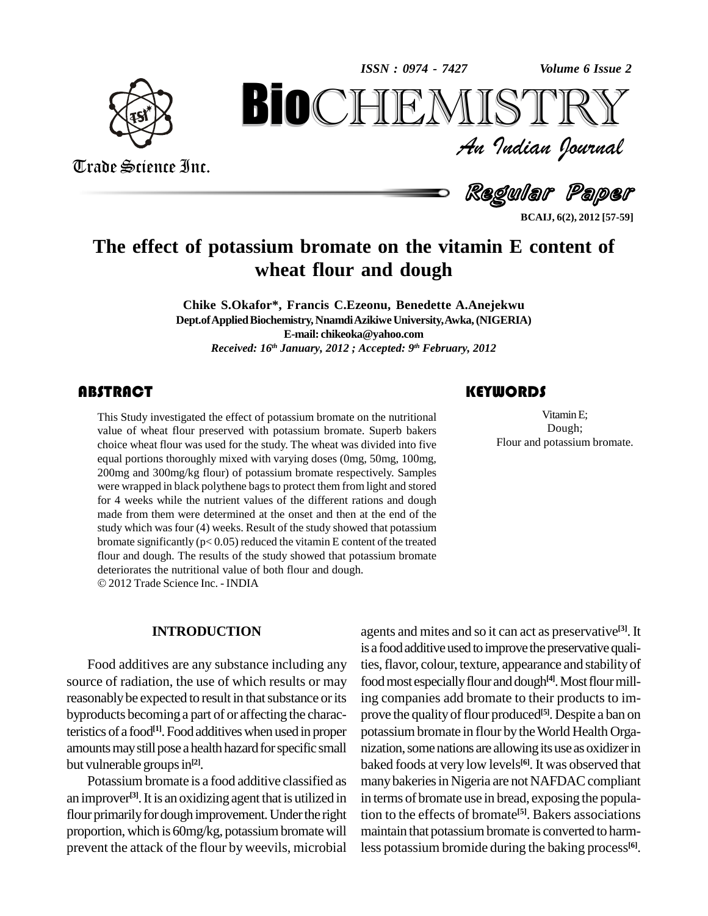# The effect of potassium bromate on the vitamin E content of wheat flour and dough

**Chike S.Okafor\*, Francis C.Ezeonu, Benedette A.Anejekwu**

**Dept.of Applied Biochemistry, Nnamdi Azikiwe University, Awka, (NIGERIA)**

**E-mail: chikeoka@yahoo.com**

***Received: 16th January, 2012 ; Accepted: 9th February, 2012***

## ABSTRACT

This Study investigated the effect of potassium bromate on the nutritional value of wheat flour preserved with potassium bromate. Superb bakers choice wheat flour was used for the study. The wheat was divided into five equal portions thoroughly mixed with varying doses (0mg, 50mg, 100mg, 200mg and 300mg/kg flour) of potassium bromate respectively. Samples were wrapped in black polythene bags to protect them from light and stored for 4 weeks while the nutrient values of the different rations and dough made from them were determined at the onset and then at the end of the study which was four (4) weeks. Result of the study showed that potassium bromate significantly ($p < 0.05$) reduced the vitamin E content of the treated flour and dough. The results of the study showed that potassium bromate deteriorates the nutritional value of both flour and dough.

© 2012 Trade Science Inc. - INDIA

## KEYWORDS

Vitamin E;
Dough;
Flour and potassium bromate.

## INTRODUCTION

Food additives are any substance including any source of radiation, the use of which results or may reasonably be expected to result in that substance or its byproducts becoming a part of or affecting the characteristics of a food[1]. Food additives when used in proper amounts may still pose a health hazard for specific small but vulnerable groups in[2].

Potassium bromate is a food additive classified as an improver[3]. It is an oxidizing agent that is utilized in flour primarily for dough improvement. Under the right proportion, which is 60mg/kg, potassium bromate will prevent the attack of the flour by weevils, microbial agents and mites and so it can act as preservative[3]. It is a food additive used to improve the preservative qualities, flavor, colour, texture, appearance and stability of food most especially flour and dough[4]. Most flour milling companies add bromate to their products to improve the quality of flour produced[5]. Despite a ban on potassium bromate in flour by the World Health Organization, some nations are allowing its use as oxidizer in baked foods at very low levels[6]. It was observed that many bakeries in Nigeria are not NAFDAC compliant in terms of bromate use in bread, exposing the population to the effects of bromate[5]. Bakers associations maintain that potassium bromate is converted to harmless potassium bromide during the baking process[6].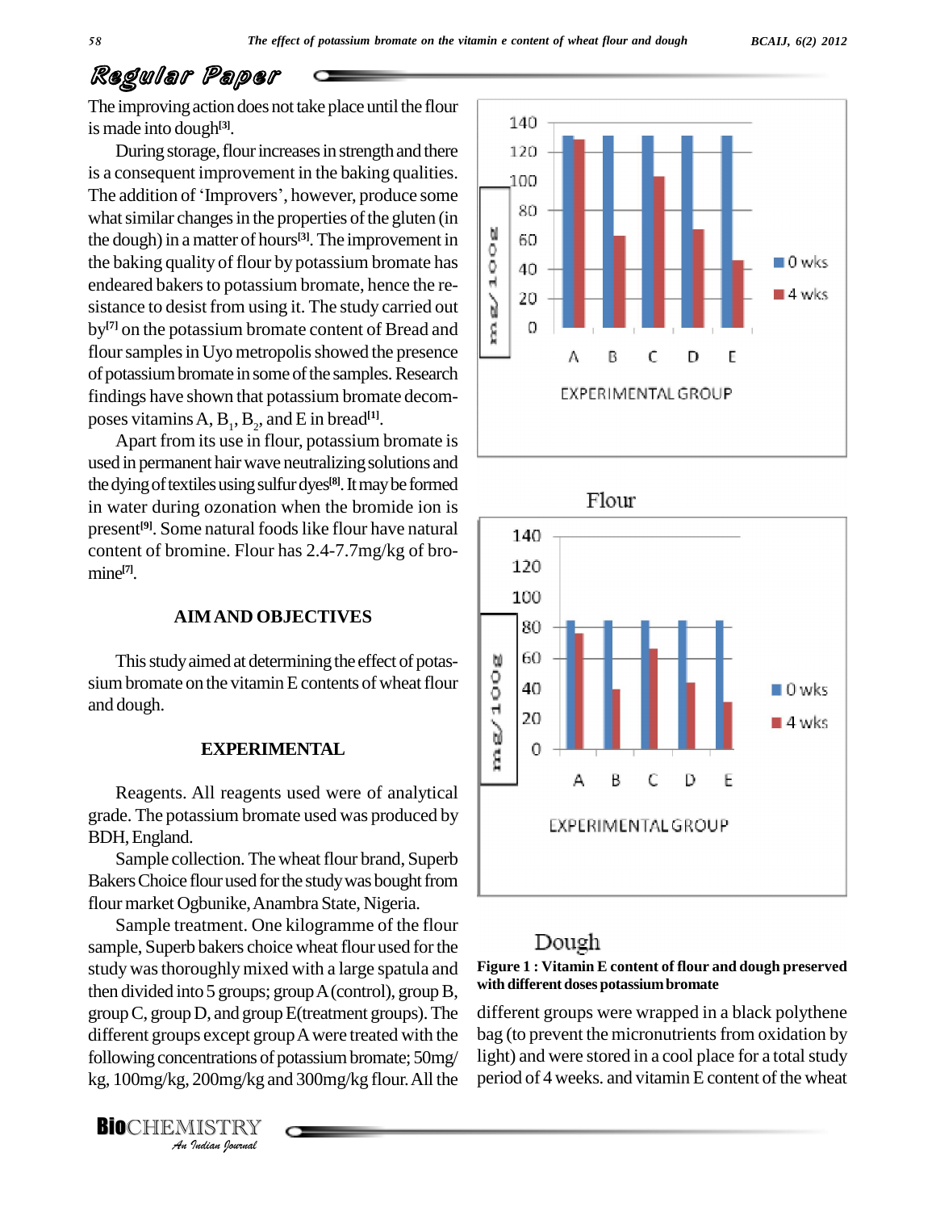The improving action does not take place until the flour is made into dough[3].

During storage, flour increases in strength and there is a consequent improvement in the baking qualities. The addition of 'Improvers', however, produce some what similar changes in the properties of the gluten (in the dough) in a matter of hours[3]. The improvement in the baking quality of flour by potassium bromate has endeared bakers to potassium bromate, hence the resistance to desist from using it. The study carried out by[7] on the potassium bromate content of Bread and flour samples in Uyo metropolis showed the presence of potassium bromate in some of the samples. Research findings have shown that potassium bromate decomposes vitamins A, $B_1$, $B_2$, and E in bread[1].

Apart from its use in flour, potassium bromate is used in permanent hair wave neutralizing solutions and the dying of textiles using sulfur dyes[8]. It may be formed in water during ozonation when the bromide ion is present[9]. Some natural foods like flour have natural content of bromine. Flour has 2.4-7.7mg/kg of bromine[7].

## AIM AND OBJECTIVES

This study aimed at determining the effect of potassium bromate on the vitamin E contents of wheat flour and dough.

## EXPERIMENTAL

Reagents. All reagents used were of analytical grade. The potassium bromate used was produced by BDH, England.

Sample collection. The wheat flour brand, Superb Bakers Choice flour used for the study was bought from flour market Ogbunike, Anambra State, Nigeria.

Sample treatment. One kilogramme of the flour sample, Superb bakers choice wheat flour used for the study was thoroughly mixed with a large spatula and then divided into 5 groups; group A (control), group B, group C, group D, and group E(treatment groups). The different groups except group A were treated with the following concentrations of potassium bromate; 50mg/kg, 100mg/kg, 200mg/kg and 300mg/kg flour. All the different groups were wrapped in a black polythene bag (to prevent the micronutrients from oxidation by light) and were stored in a cool place for a total study period of 4 weeks. and vitamin E content of the wheat

Flour

Dough

**Figure 1 : Vitamin E content of flour and dough preserved with different doses potassium bromate**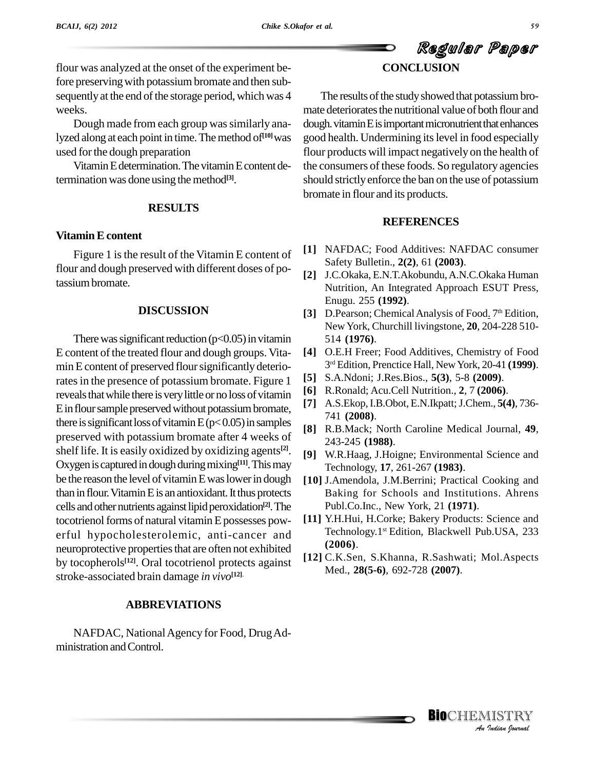flour was analyzed at the onset of the experiment before preserving with potassium bromate and then subsequently at the end of the storage period, which was 4 weeks.

Dough made from each group was similarly analyzed along at each point in time. The method of[10] was used for the dough preparation

Vitamin E determination. The vitamin E content determination was done using the method[3].

## RESULTS

### Vitamin E content

Figure 1 is the result of the Vitamin E content of flour and dough preserved with different doses of potassium bromate.

## DISCUSSION

There was significant reduction ($p<0.05$) in vitamin E content of the treated flour and dough groups. Vitamin E content of preserved flour significantly deteriorates in the presence of potassium bromate. Figure 1 reveals that while there is very little or no loss of vitamin E in flour sample preserved without potassium bromate, there is significant loss of vitamin E ($p< 0.05$) in samples preserved with potassium bromate after 4 weeks of shelf life. It is easily oxidized by oxidizing agents[2]. Oxygen is captured in dough during mixing[11]. This may be the reason the level of vitamin E was lower in dough than in flour. Vitamin E is an antioxidant. It thus protects cells and other nutrients against lipid peroxidation[2]. The tocotrienol forms of natural vitamin E possesses powerful hypocholesterolemic, anti-cancer and neuroprotective properties that are often not exhibited by tocopherols[12]. Oral tocotrienol protects against stroke-associated brain damage *in vivo*[12].

## ABBREVIATIONS

NAFDAC, National Agency for Food, Drug Administration and Control.

## CONCLUSION

The results of the study showed that potassium bromate deteriorates the nutritional value of both flour and dough. vitamin E is important micronutrient that enhances good health. Undermining its level in food especially flour products will impact negatively on the health of the consumers of these foods. So regulatory agencies should strictly enforce the ban on the use of potassium bromate in flour and its products.

## REFERENCES

**[1]** NAFDAC; Food Additives: NAFDAC consumer Safety Bulletin., **2(2)**, 61 **(2003)**.

**[2]** J.C.Okaka, E.N.T.Akobundu, A.N.C.Okaka Human Nutrition, An Integrated Approach ESUT Press, Enugu. 255 **(1992)**.

**[3]** D.Pearson; Chemical Analysis of Food. 7th Edition, New York, Churchill livingstone, **20**, 204-228 510-514 **(1976)**.

**[4]** O.E.H Freer; Food Additives, Chemistry of Food 3rd Edition, Prenctice Hall, New York, 20-41 **(1999)**.

**[5]** S.A.Ndoni; J.Res.Bios., **5(3)**, 5-8 **(2009)**.

**[6]** R.Ronald; Acu.Cell Nutrition., **2**, 7 **(2006)**.

**[7]** A.S.Ekop, I.B.Obot, E.N.Ikpatt; J.Chem., **5(4)**, 736-741 **(2008)**.

**[8]** R.B.Mack; North Caroline Medical Journal, **49**, 243-245 **(1988)**.

**[9]** W.R.Haag, J.Hoigne; Environmental Science and Technology, **17**, 261-267 **(1983)**.

**[10]** J.Amendola, J.M.Berrini; Practical Cooking and Baking for Schools and Institutions. Ahrens Publ.Co.Inc., New York, 21 **(1971)**.

**[11]** Y.H.Hui, H.Corke; Bakery Products: Science and Technology.1st Edition, Blackwell Pub.USA, 233 **(2006)**.

**[12]** C.K.Sen, S.Khanna, R.Sashwati; Mol.Aspects Med., **28(5-6)**, 692-728 **(2007)**.